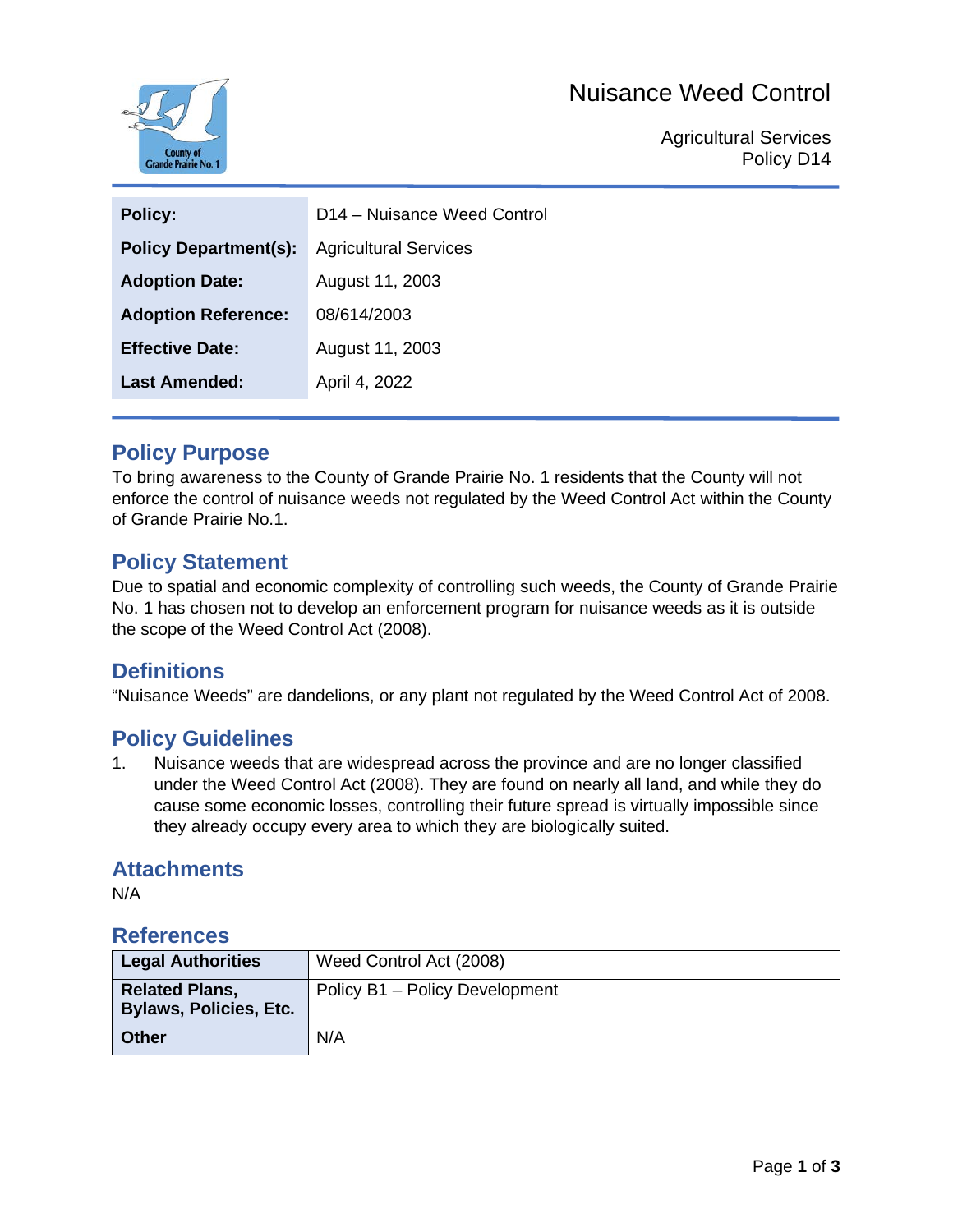# Nuisance Weed Control

Agricultural Services
Policy D14

| | |
|---|---|
| **Policy:** | D14 – Nuisance Weed Control |
| **Policy Department(s):** | Agricultural Services |
| **Adoption Date:** | August 11, 2003 |
| **Adoption Reference:** | 08/614/2003 |
| **Effective Date:** | August 11, 2003 |
| **Last Amended:** | April 4, 2022 |

## Policy Purpose

To bring awareness to the County of Grande Prairie No. 1 residents that the County will not enforce the control of nuisance weeds not regulated by the Weed Control Act within the County of Grande Prairie No.1.

## Policy Statement

Due to spatial and economic complexity of controlling such weeds, the County of Grande Prairie No. 1 has chosen not to develop an enforcement program for nuisance weeds as it is outside the scope of the Weed Control Act (2008).

## Definitions

"Nuisance Weeds" are dandelions, or any plant not regulated by the Weed Control Act of 2008.

## Policy Guidelines

1. Nuisance weeds that are widespread across the province and are no longer classified under the Weed Control Act (2008). They are found on nearly all land, and while they do cause some economic losses, controlling their future spread is virtually impossible since they already occupy every area to which they are biologically suited.

## Attachments

N/A

## References

| | |
|---|---|
| **Legal Authorities** | Weed Control Act (2008) |
| **Related Plans, Bylaws, Policies, Etc.** | Policy B1 – Policy Development |
| **Other** | N/A |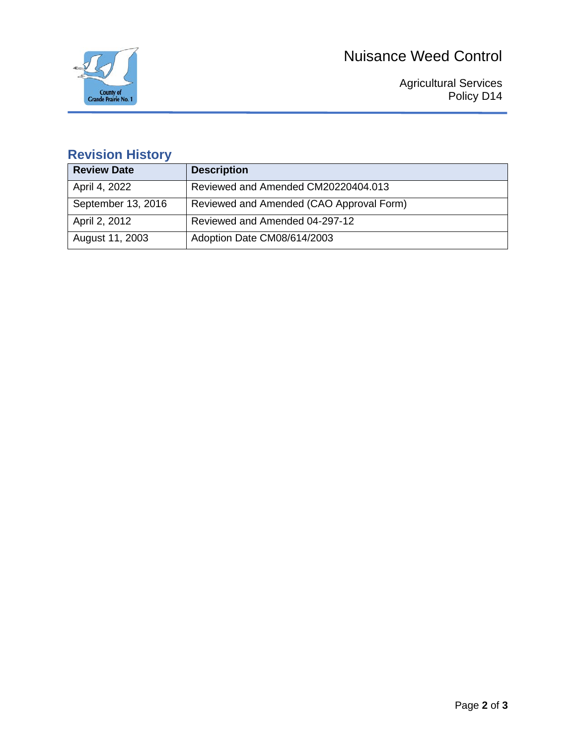## Revision History

| Review Date | Description |
| --- | --- |
| April 4, 2022 | Reviewed and Amended CM20220404.013 |
| September 13, 2016 | Reviewed and Amended (CAO Approval Form) |
| April 2, 2012 | Reviewed and Amended 04-297-12 |
| August 11, 2003 | Adoption Date CM08/614/2003 |